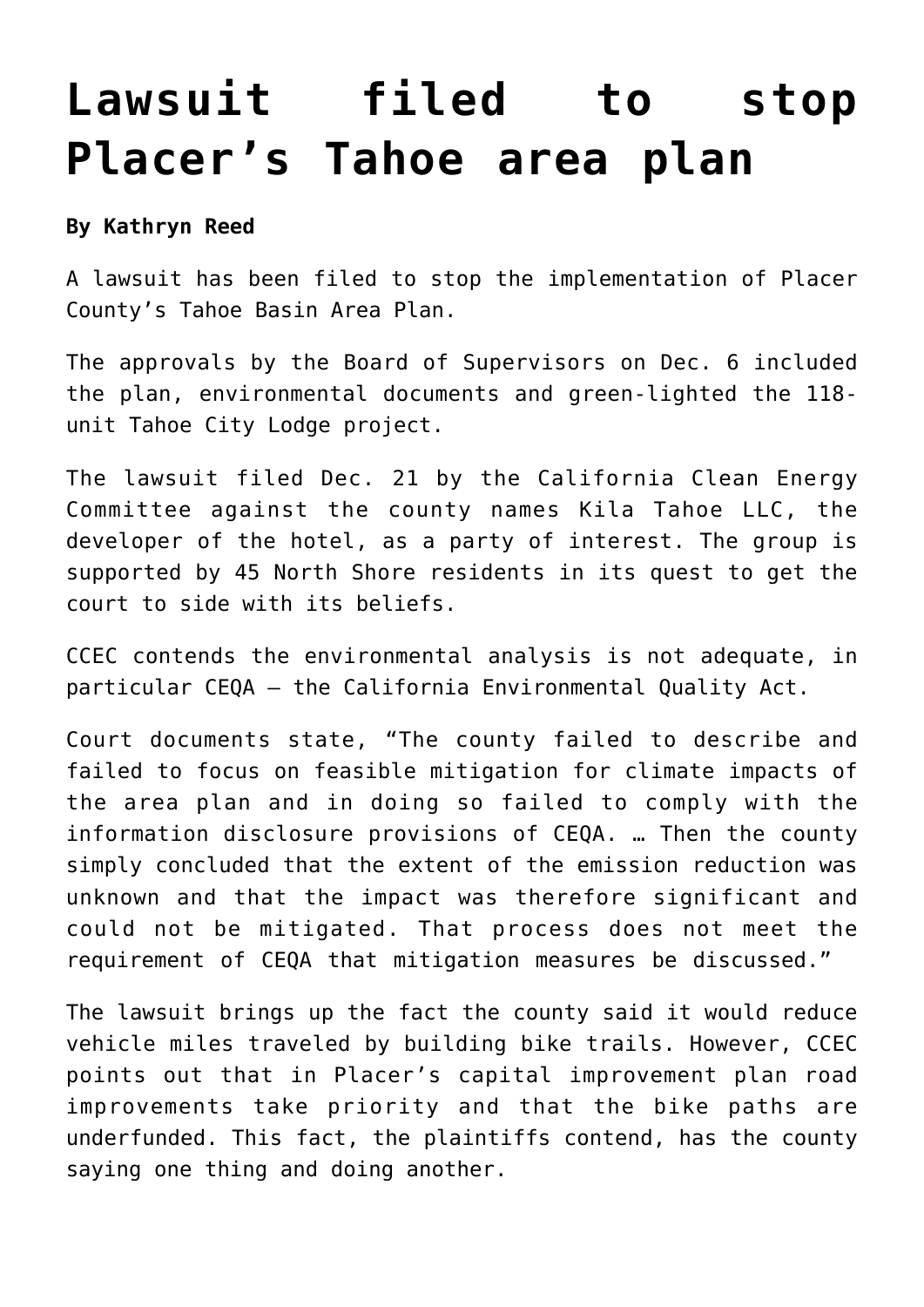# Lawsuit filed to stop Placer's Tahoe area plan

**By Kathryn Reed**

A lawsuit has been filed to stop the implementation of Placer County's Tahoe Basin Area Plan.

The approvals by the Board of Supervisors on Dec. 6 included the plan, environmental documents and green-lighted the 118-unit Tahoe City Lodge project.

The lawsuit filed Dec. 21 by the California Clean Energy Committee against the county names Kila Tahoe LLC, the developer of the hotel, as a party of interest. The group is supported by 45 North Shore residents in its quest to get the court to side with its beliefs.

CCEC contends the environmental analysis is not adequate, in particular CEQA – the California Environmental Quality Act.

Court documents state, "The county failed to describe and failed to focus on feasible mitigation for climate impacts of the area plan and in doing so failed to comply with the information disclosure provisions of CEQA. … Then the county simply concluded that the extent of the emission reduction was unknown and that the impact was therefore significant and could not be mitigated. That process does not meet the requirement of CEQA that mitigation measures be discussed."

The lawsuit brings up the fact the county said it would reduce vehicle miles traveled by building bike trails. However, CCEC points out that in Placer's capital improvement plan road improvements take priority and that the bike paths are underfunded. This fact, the plaintiffs contend, has the county saying one thing and doing another.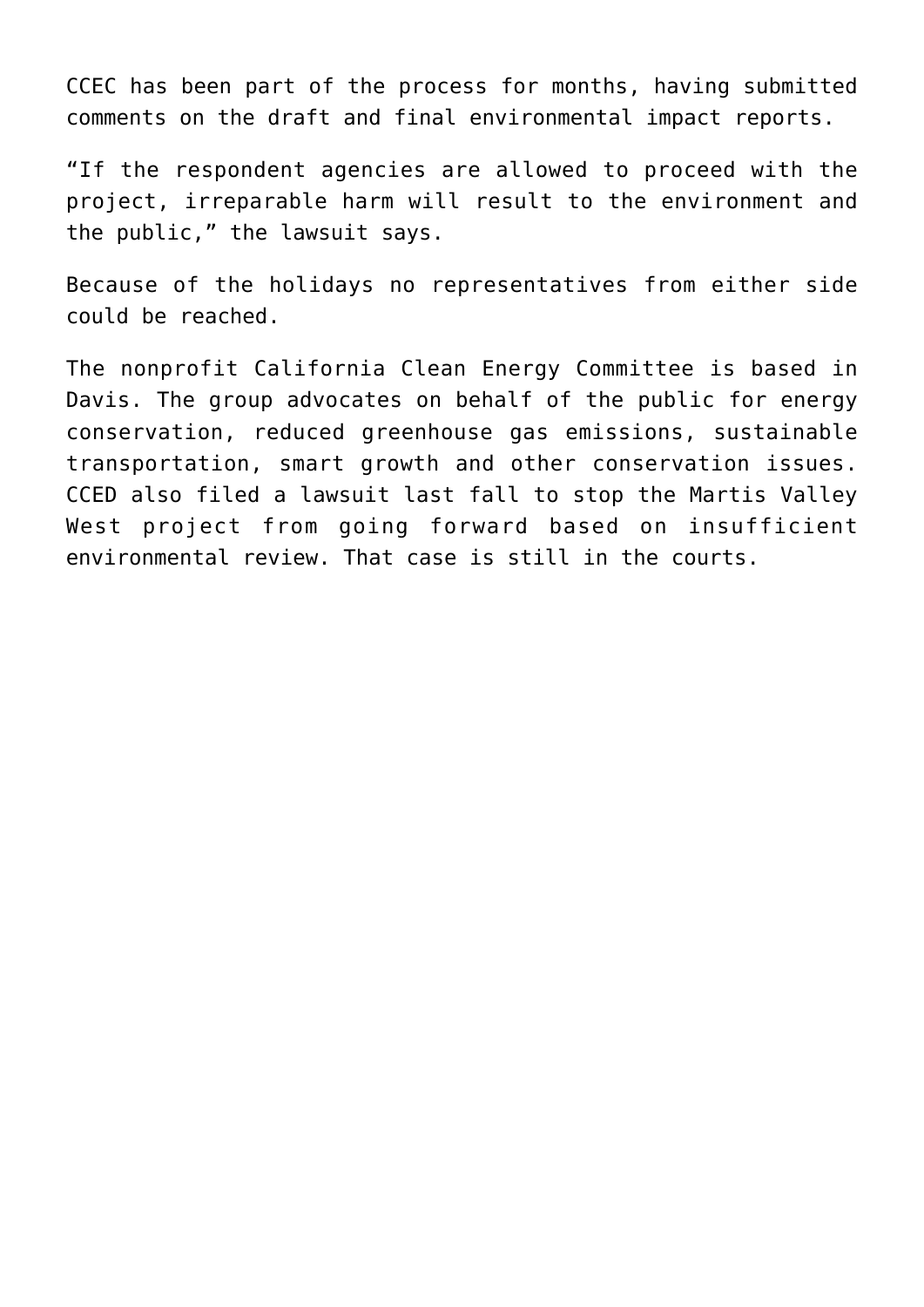CCEC has been part of the process for months, having submitted comments on the draft and final environmental impact reports.

"If the respondent agencies are allowed to proceed with the project, irreparable harm will result to the environment and the public," the lawsuit says.

Because of the holidays no representatives from either side could be reached.

The nonprofit California Clean Energy Committee is based in Davis. The group advocates on behalf of the public for energy conservation, reduced greenhouse gas emissions, sustainable transportation, smart growth and other conservation issues. CCED also filed a lawsuit last fall to stop the Martis Valley West project from going forward based on insufficient environmental review. That case is still in the courts.